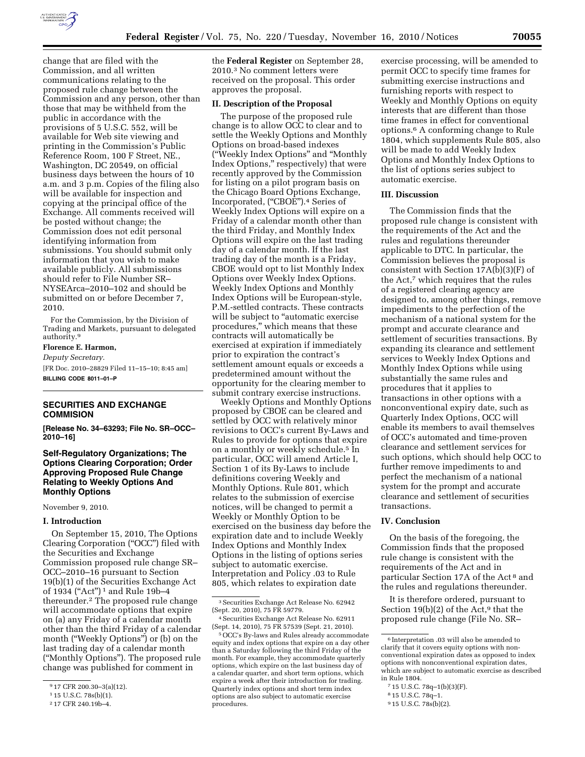change that are filed with the Commission, and all written communications relating to the proposed rule change between the Commission and any person, other than those that may be withheld from the public in accordance with the provisions of 5 U.S.C. 552, will be available for Web site viewing and printing in the Commission's Public Reference Room, 100 F Street, NE., Washington, DC 20549, on official business days between the hours of 10 a.m. and 3 p.m. Copies of the filing also will be available for inspection and copying at the principal office of the Exchange. All comments received will be posted without change; the Commission does not edit personal identifying information from submissions. You should submit only information that you wish to make available publicly. All submissions should refer to File Number SR–NYSEArca–2010–102 and should be submitted on or before December 7, 2010.

For the Commission, by the Division of Trading and Markets, pursuant to delegated authority.[9]

**Florence E. Harmon,**

*Deputy Secretary.*

[FR Doc. 2010–28829 Filed 11–15–10; 8:45 am]

**BILLING CODE 8011–01–P**

## SECURITIES AND EXCHANGE COMMISION

**[Release No. 34–63293; File No. SR–OCC–2010–16]**

## Self-Regulatory Organizations; The Options Clearing Corporation; Order Approving Proposed Rule Change Relating to Weekly Options And Monthly Options

November 9, 2010.

### I. Introduction

On September 15, 2010, The Options Clearing Corporation ("OCC") filed with the Securities and Exchange Commission proposed rule change SR–OCC–2010–16 pursuant to Section 19(b)(1) of the Securities Exchange Act of 1934 ("Act")[1] and Rule 19b–4 thereunder.[2] The proposed rule change will accommodate options that expire on (a) any Friday of a calendar month other than the third Friday of a calendar month ("Weekly Options") or (b) on the last trading day of a calendar month ("Monthly Options"). The proposed rule change was published for comment in the **Federal Register** on September 28, 2010.[3] No comment letters were received on the proposal. This order approves the proposal.

### II. Description of the Proposal

The purpose of the proposed rule change is to allow OCC to clear and to settle the Weekly Options and Monthly Options on broad-based indexes ("Weekly Index Options" and "Monthly Index Options," respectively) that were recently approved by the Commission for listing on a pilot program basis on the Chicago Board Options Exchange, Incorporated, ("CBOE").[4] Series of Weekly Index Options will expire on a Friday of a calendar month other than the third Friday, and Monthly Index Options will expire on the last trading day of a calendar month. If the last trading day of the month is a Friday, CBOE would opt to list Monthly Index Options over Weekly Index Options. Weekly Index Options and Monthly Index Options will be European-style, P.M.-settled contracts. These contracts will be subject to "automatic exercise procedures," which means that these contracts will automatically be exercised at expiration if immediately prior to expiration the contract's settlement amount equals or exceeds a predetermined amount without the opportunity for the clearing member to submit contrary exercise instructions.

Weekly Options and Monthly Options proposed by CBOE can be cleared and settled by OCC with relatively minor revisions to OCC's current By-Laws and Rules to provide for options that expire on a monthly or weekly schedule.[5] In particular, OCC will amend Article I, Section 1 of its By-Laws to include definitions covering Weekly and Monthly Options. Rule 801, which relates to the submission of exercise notices, will be changed to permit a Weekly or Monthly Option to be exercised on the business day before the expiration date and to include Weekly Index Options and Monthly Index Options in the listing of options series subject to automatic exercise. Interpretation and Policy .03 to Rule 805, which relates to expiration date exercise processing, will be amended to permit OCC to specify time frames for submitting exercise instructions and furnishing reports with respect to Weekly and Monthly Options on equity interests that are different than those time frames in effect for conventional options.[6] A conforming change to Rule 1804, which supplements Rule 805, also will be made to add Weekly Index Options and Monthly Index Options to the list of options series subject to automatic exercise.

### III. Discussion

The Commission finds that the proposed rule change is consistent with the requirements of the Act and the rules and regulations thereunder applicable to DTC. In particular, the Commission believes the proposal is consistent with Section 17A(b)(3)(F) of the Act,[7] which requires that the rules of a registered clearing agency are designed to, among other things, remove impediments to the perfection of the mechanism of a national system for the prompt and accurate clearance and settlement of securities transactions. By expanding its clearance and settlement services to Weekly Index Options and Monthly Index Options while using substantially the same rules and procedures that it applies to transactions in other options with a nonconventional expiry date, such as Quarterly Index Options, OCC will enable its members to avail themselves of OCC's automated and time-proven clearance and settlement services for such options, which should help OCC to further remove impediments to and perfect the mechanism of a national system for the prompt and accurate clearance and settlement of securities transactions.

### IV. Conclusion

On the basis of the foregoing, the Commission finds that the proposed rule change is consistent with the requirements of the Act and in particular Section 17A of the Act[8] and the rules and regulations thereunder.

It is therefore ordered, pursuant to Section 19(b)(2) of the Act,[9] that the proposed rule change (File No. SR–

---

[9] 17 CFR 200.30–3(a)(12).

[1] 15 U.S.C. 78s(b)(1).

[2] 17 CFR 240.19b–4.

[3] Securities Exchange Act Release No. 62942 (Sept. 20, 2010), 75 FR 59779.

[4] Securities Exchange Act Release No. 62911 (Sept. 14, 2010), 75 FR 57539 (Sept. 21, 2010).

[5] OCC's By-laws and Rules already accommodate equity and index options that expire on a day other than a Saturday following the third Friday of the month. For example, they accommodate quarterly options, which expire on the last business day of a calendar quarter, and short term options, which expire a week after their introduction for trading. Quarterly index options and short term index options are also subject to automatic exercise procedures.

[6] Interpretation .03 will also be amended to clarify that it covers equity options with non-conventional expiration dates as opposed to index options with nonconventional expiration dates, which are subject to automatic exercise as described in Rule 1804.

[7] 15 U.S.C. 78q–1(b)(3)(F).

[8] 15 U.S.C. 78q–1.

[9] 15 U.S.C. 78s(b)(2).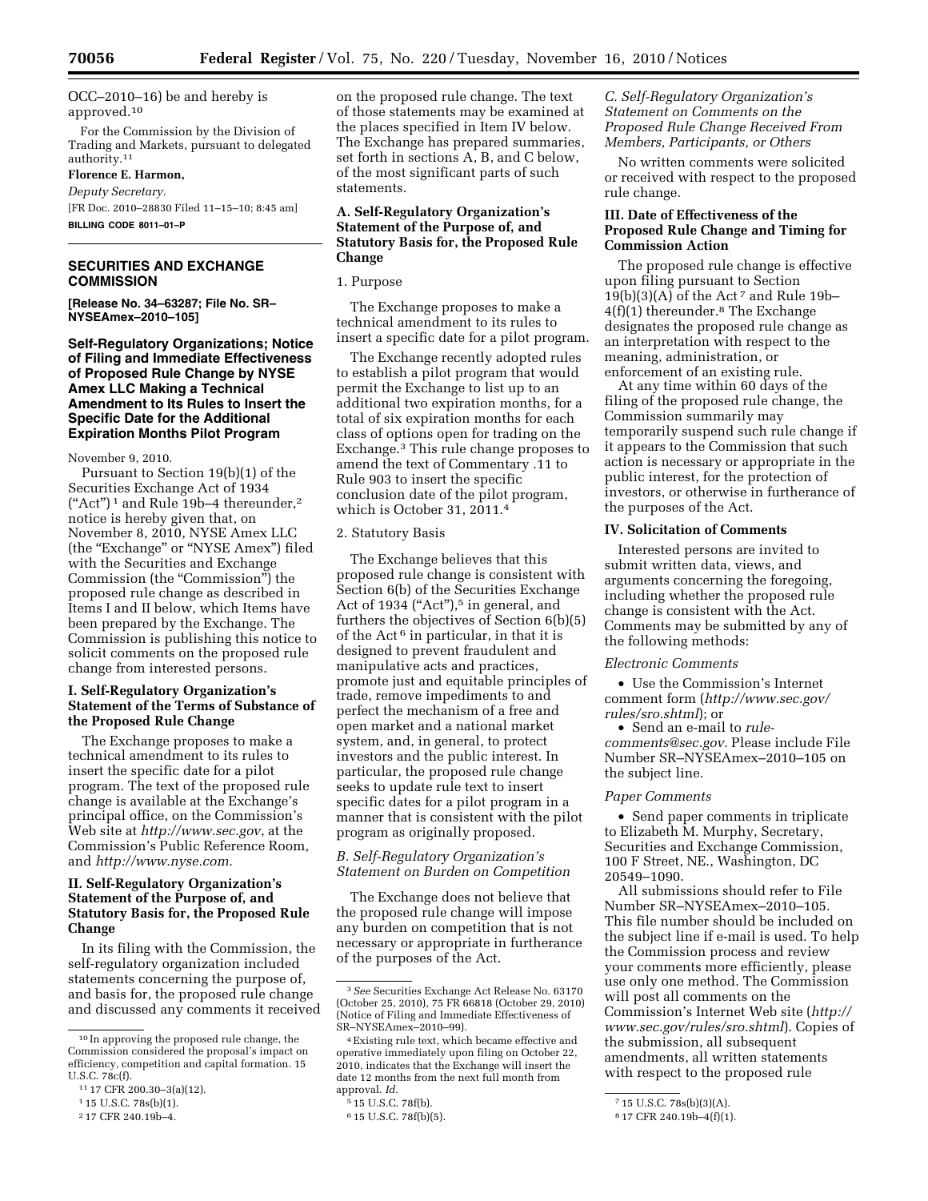OCC–2010–16) be and hereby is approved.[10]

For the Commission by the Division of Trading and Markets, pursuant to delegated authority.[11]

**Florence E. Harmon,**

*Deputy Secretary.*

[FR Doc. 2010–28830 Filed 11–15–10; 8:45 am]

**BILLING CODE 8011–01–P**

---

[10] In approving the proposed rule change, the Commission considered the proposal's impact on efficiency, competition and capital formation. 15 U.S.C. 78c(f).

[11] 17 CFR 200.30–3(a)(12).

## SECURITIES AND EXCHANGE COMMISSION

**[Release No. 34–63287; File No. SR–NYSEAmex–2010–105]**

### Self-Regulatory Organizations; Notice of Filing and Immediate Effectiveness of Proposed Rule Change by NYSE Amex LLC Making a Technical Amendment to Its Rules to Insert the Specific Date for the Additional Expiration Months Pilot Program

November 9, 2010.

Pursuant to Section 19(b)(1) of the Securities Exchange Act of 1934 ("Act")[1] and Rule 19b–4 thereunder,[2] notice is hereby given that, on November 8, 2010, NYSE Amex LLC (the "Exchange" or "NYSE Amex") filed with the Securities and Exchange Commission (the "Commission") the proposed rule change as described in Items I and II below, which Items have been prepared by the Exchange. The Commission is publishing this notice to solicit comments on the proposed rule change from interested persons.

#### I. Self-Regulatory Organization's Statement of the Terms of Substance of the Proposed Rule Change

The Exchange proposes to make a technical amendment to its rules to insert the specific date for a pilot program. The text of the proposed rule change is available at the Exchange's principal office, on the Commission's Web site at *http://www.sec.gov*, at the Commission's Public Reference Room, and *http://www.nyse.com.*

#### II. Self-Regulatory Organization's Statement of the Purpose of, and Statutory Basis for, the Proposed Rule Change

In its filing with the Commission, the self-regulatory organization included statements concerning the purpose of, and basis for, the proposed rule change and discussed any comments it received on the proposed rule change. The text of those statements may be examined at the places specified in Item IV below. The Exchange has prepared summaries, set forth in sections A, B, and C below, of the most significant parts of such statements.

#### A. Self-Regulatory Organization's Statement of the Purpose of, and Statutory Basis for, the Proposed Rule Change

1. Purpose

The Exchange proposes to make a technical amendment to its rules to insert a specific date for a pilot program.

The Exchange recently adopted rules to establish a pilot program that would permit the Exchange to list up to an additional two expiration months, for a total of six expiration months for each class of options open for trading on the Exchange.[3] This rule change proposes to amend the text of Commentary .11 to Rule 903 to insert the specific conclusion date of the pilot program, which is October 31, 2011.[4]

2. Statutory Basis

The Exchange believes that this proposed rule change is consistent with Section 6(b) of the Securities Exchange Act of 1934 ("Act"),[5] in general, and furthers the objectives of Section 6(b)(5) of the Act[6] in particular, in that it is designed to prevent fraudulent and manipulative acts and practices, promote just and equitable principles of trade, remove impediments to and perfect the mechanism of a free and open market and a national market system, and, in general, to protect investors and the public interest. In particular, the proposed rule change seeks to update rule text to insert specific dates for a pilot program in a manner that is consistent with the pilot program as originally proposed.

#### *B. Self-Regulatory Organization's Statement on Burden on Competition*

The Exchange does not believe that the proposed rule change will impose any burden on competition that is not necessary or appropriate in furtherance of the purposes of the Act.

#### *C. Self-Regulatory Organization's Statement on Comments on the Proposed Rule Change Received From Members, Participants, or Others*

No written comments were solicited or received with respect to the proposed rule change.

#### III. Date of Effectiveness of the Proposed Rule Change and Timing for Commission Action

The proposed rule change is effective upon filing pursuant to Section 19(b)(3)(A) of the Act[7] and Rule 19b–4(f)(1) thereunder.[8] The Exchange designates the proposed rule change as an interpretation with respect to the meaning, administration, or enforcement of an existing rule.

At any time within 60 days of the filing of the proposed rule change, the Commission summarily may temporarily suspend such rule change if it appears to the Commission that such action is necessary or appropriate in the public interest, for the protection of investors, or otherwise in furtherance of the purposes of the Act.

#### IV. Solicitation of Comments

Interested persons are invited to submit written data, views, and arguments concerning the foregoing, including whether the proposed rule change is consistent with the Act. Comments may be submitted by any of the following methods:

*Electronic Comments*

- Use the Commission's Internet comment form (*http://www.sec.gov/rules/sro.shtml*); or
- Send an e-mail to *rule-comments@sec.gov.* Please include File Number SR–NYSEAmex–2010–105 on the subject line.

*Paper Comments*

- Send paper comments in triplicate to Elizabeth M. Murphy, Secretary, Securities and Exchange Commission, 100 F Street, NE., Washington, DC 20549–1090.

All submissions should refer to File Number SR–NYSEAmex–2010–105. This file number should be included on the subject line if e-mail is used. To help the Commission process and review your comments more efficiently, please use only one method. The Commission will post all comments on the Commission's Internet Web site (*http://www.sec.gov/rules/sro.shtml*). Copies of the submission, all subsequent amendments, all written statements with respect to the proposed rule

---

[1] 15 U.S.C. 78s(b)(1).

[2] 17 CFR 240.19b–4.

[3] *See* Securities Exchange Act Release No. 63170 (October 25, 2010), 75 FR 66818 (October 29, 2010) (Notice of Filing and Immediate Effectiveness of SR–NYSEAmex–2010–99).

[4] Existing rule text, which became effective and operative immediately upon filing on October 22, 2010, indicates that the Exchange will insert the date 12 months from the next full month from approval. *Id.*

[5] 15 U.S.C. 78f(b).

[6] 15 U.S.C. 78f(b)(5).

[7] 15 U.S.C. 78s(b)(3)(A).

[8] 17 CFR 240.19b–4(f)(1).